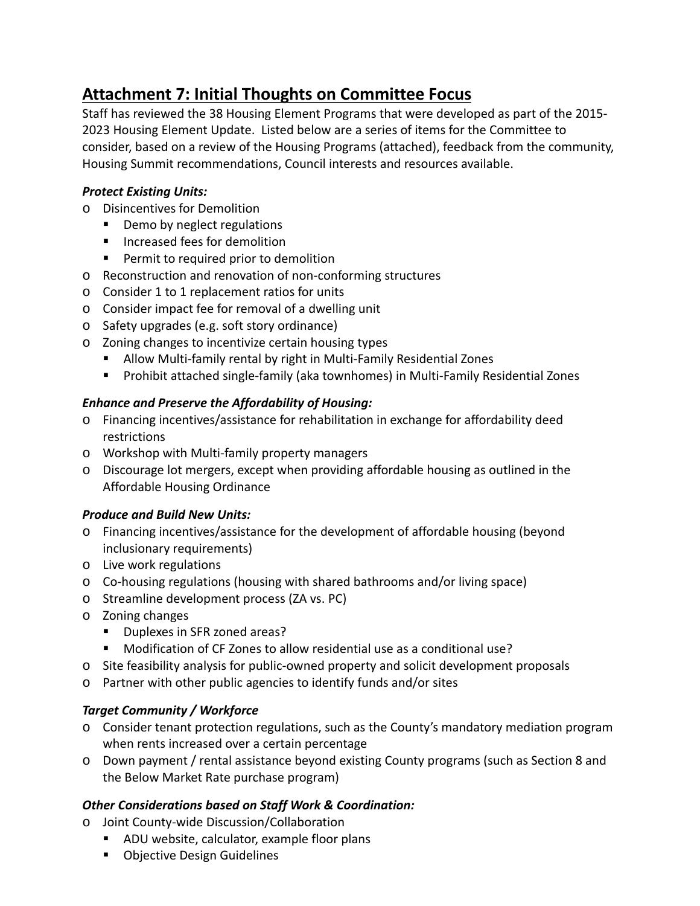# Attachment 7: Initial Thoughts on Committee Focus

Staff has reviewed the 38 Housing Element Programs that were developed as part of the 2015-2023 Housing Element Update. Listed below are a series of items for the Committee to consider, based on a review of the Housing Programs (attached), feedback from the community, Housing Summit recommendations, Council interests and resources available.

***Protect Existing Units:***

- Disincentives for Demolition
  - Demo by neglect regulations
  - Increased fees for demolition
  - Permit to required prior to demolition
- Reconstruction and renovation of non-conforming structures
- Consider 1 to 1 replacement ratios for units
- Consider impact fee for removal of a dwelling unit
- Safety upgrades (e.g. soft story ordinance)
- Zoning changes to incentivize certain housing types
  - Allow Multi-family rental by right in Multi-Family Residential Zones
  - Prohibit attached single-family (aka townhomes) in Multi-Family Residential Zones

***Enhance and Preserve the Affordability of Housing:***

- Financing incentives/assistance for rehabilitation in exchange for affordability deed restrictions
- Workshop with Multi-family property managers
- Discourage lot mergers, except when providing affordable housing as outlined in the Affordable Housing Ordinance

***Produce and Build New Units:***

- Financing incentives/assistance for the development of affordable housing (beyond inclusionary requirements)
- Live work regulations
- Co-housing regulations (housing with shared bathrooms and/or living space)
- Streamline development process (ZA vs. PC)
- Zoning changes
  - Duplexes in SFR zoned areas?
  - Modification of CF Zones to allow residential use as a conditional use?
- Site feasibility analysis for public-owned property and solicit development proposals
- Partner with other public agencies to identify funds and/or sites

***Target Community / Workforce***

- Consider tenant protection regulations, such as the County's mandatory mediation program when rents increased over a certain percentage
- Down payment / rental assistance beyond existing County programs (such as Section 8 and the Below Market Rate purchase program)

***Other Considerations based on Staff Work & Coordination:***

- Joint County-wide Discussion/Collaboration
  - ADU website, calculator, example floor plans
  - Objective Design Guidelines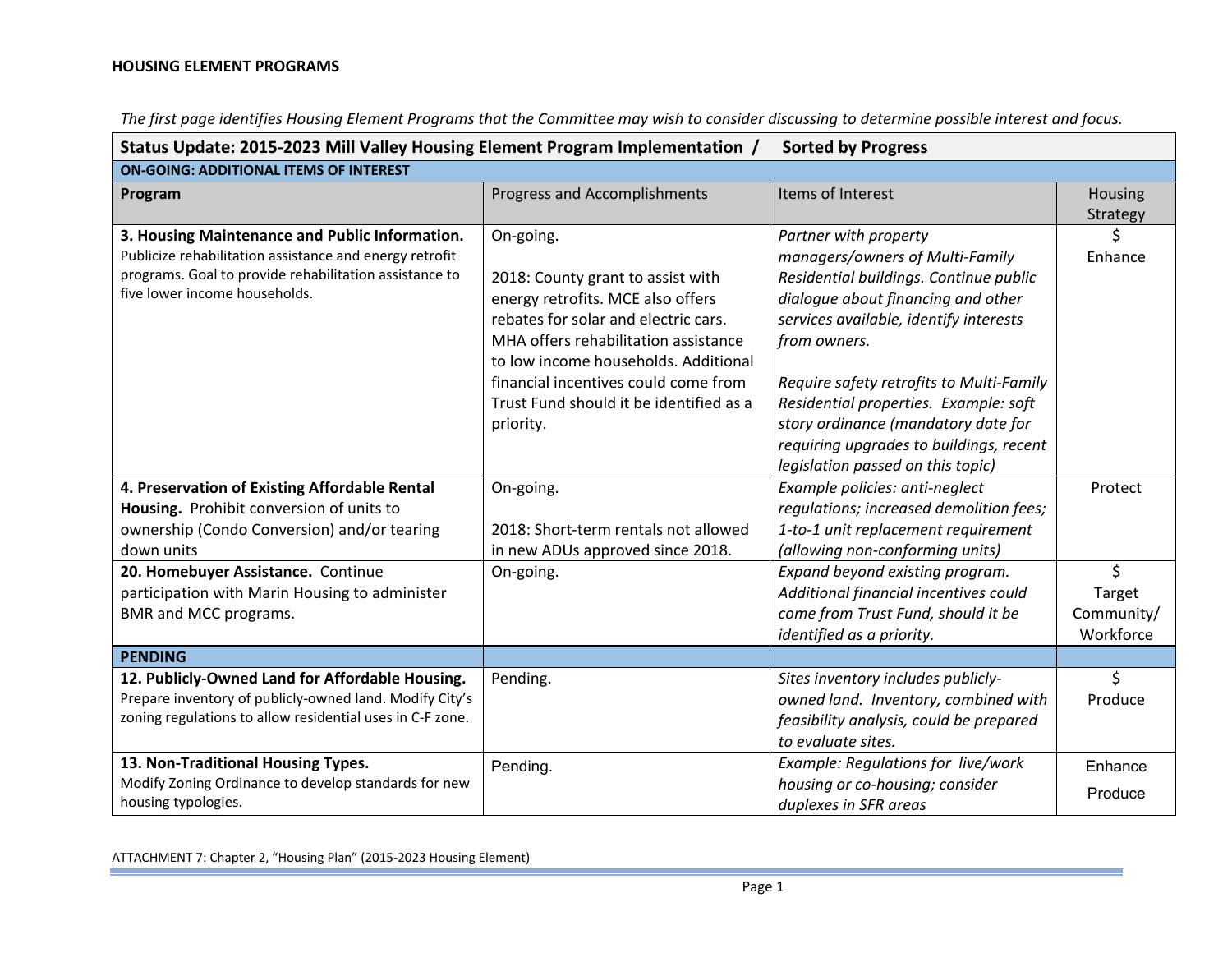**HOUSING ELEMENT PROGRAMS**

*The first page identifies Housing Element Programs that the Committee may wish to consider discussing to determine possible interest and focus.*

| **Status Update: 2015-2023 Mill Valley Housing Element Program Implementation / Sorted by Progress** | | | |
|---|---|---|---|
| **ON-GOING: ADDITIONAL ITEMS OF INTEREST** | | | |
| **Program** | Progress and Accomplishments | Items of Interest | Housing Strategy |
| **3. Housing Maintenance and Public Information.** Publicize rehabilitation assistance and energy retrofit programs. Goal to provide rehabilitation assistance to five lower income households. | On-going.<br><br>2018: County grant to assist with energy retrofits. MCE also offers rebates for solar and electric cars. MHA offers rehabilitation assistance to low income households. Additional financial incentives could come from Trust Fund should it be identified as a priority. | *Partner with property managers/owners of Multi-Family Residential buildings. Continue public dialogue about financing and other services available, identify interests from owners.*<br><br>*Require safety retrofits to Multi-Family Residential properties. Example: soft story ordinance (mandatory date for requiring upgrades to buildings, recent legislation passed on this topic)* | $<br>Enhance |
| **4. Preservation of Existing Affordable Rental Housing.** Prohibit conversion of units to ownership (Condo Conversion) and/or tearing down units | On-going.<br><br>2018: Short-term rentals not allowed in new ADUs approved since 2018. | *Example policies: anti-neglect regulations; increased demolition fees; 1-to-1 unit replacement requirement (allowing non-conforming units)* | Protect |
| **20. Homebuyer Assistance.** Continue participation with Marin Housing to administer BMR and MCC programs. | On-going. | *Expand beyond existing program. Additional financial incentives could come from Trust Fund, should it be identified as a priority.* | $<br>Target Community/ Workforce |
| **PENDING** | | | |
| **12. Publicly-Owned Land for Affordable Housing.** Prepare inventory of publicly-owned land. Modify City's zoning regulations to allow residential uses in C-F zone. | Pending. | *Sites inventory includes publicly-owned land. Inventory, combined with feasibility analysis, could be prepared to evaluate sites.* | $<br>Produce |
| **13. Non-Traditional Housing Types.** Modify Zoning Ordinance to develop standards for new housing typologies. | Pending. | *Example: Regulations for live/work housing or co-housing; consider duplexes in SFR areas* | Enhance<br>Produce |

ATTACHMENT 7: Chapter 2, "Housing Plan" (2015-2023 Housing Element)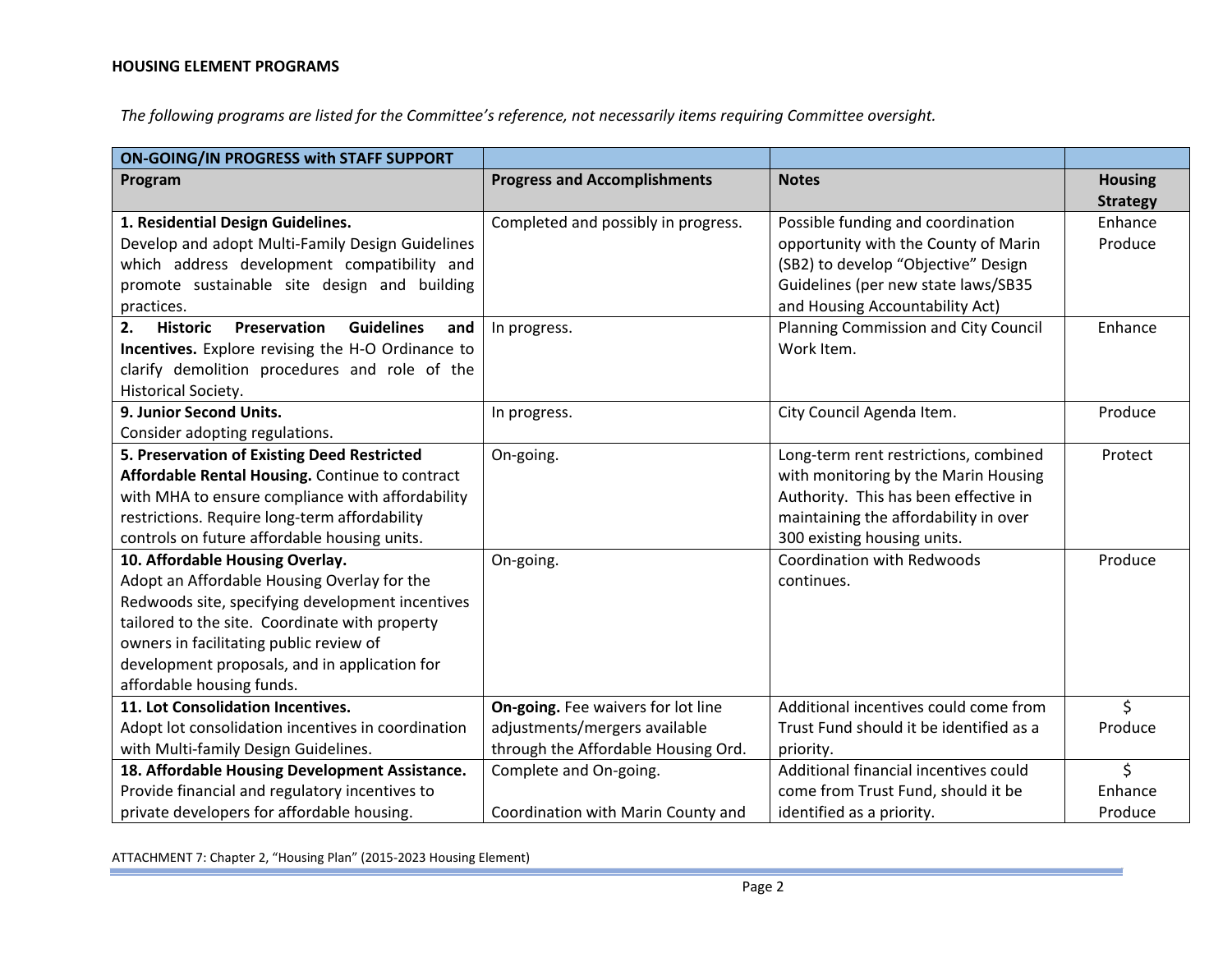**HOUSING ELEMENT PROGRAMS**

*The following programs are listed for the Committee's reference, not necessarily items requiring Committee oversight.*

| ON-GOING/IN PROGRESS with STAFF SUPPORT | | | |
|---|---|---|---|
| **Program** | **Progress and Accomplishments** | **Notes** | **Housing Strategy** |
| **1. Residential Design Guidelines.** Develop and adopt Multi-Family Design Guidelines which address development compatibility and promote sustainable site design and building practices. | Completed and possibly in progress. | Possible funding and coordination opportunity with the County of Marin (SB2) to develop "Objective" Design Guidelines (per new state laws/SB35 and Housing Accountability Act) | Enhance Produce |
| **2. Historic Preservation Guidelines and Incentives.** Explore revising the H-O Ordinance to clarify demolition procedures and role of the Historical Society. | In progress. | Planning Commission and City Council Work Item. | Enhance |
| **9. Junior Second Units.** Consider adopting regulations. | In progress. | City Council Agenda Item. | Produce |
| **5. Preservation of Existing Deed Restricted Affordable Rental Housing.** Continue to contract with MHA to ensure compliance with affordability restrictions. Require long-term affordability controls on future affordable housing units. | On-going. | Long-term rent restrictions, combined with monitoring by the Marin Housing Authority. This has been effective in maintaining the affordability in over 300 existing housing units. | Protect |
| **10. Affordable Housing Overlay.** Adopt an Affordable Housing Overlay for the Redwoods site, specifying development incentives tailored to the site. Coordinate with property owners in facilitating public review of development proposals, and in application for affordable housing funds. | On-going. | Coordination with Redwoods continues. | Produce |
| **11. Lot Consolidation Incentives.** Adopt lot consolidation incentives in coordination with Multi-family Design Guidelines. | **On-going.** Fee waivers for lot line adjustments/mergers available through the Affordable Housing Ord. | Additional incentives could come from Trust Fund should it be identified as a priority. | $ Produce |
| **18. Affordable Housing Development Assistance.** Provide financial and regulatory incentives to private developers for affordable housing. | Complete and On-going. Coordination with Marin County and | Additional financial incentives could come from Trust Fund, should it be identified as a priority. | $ Enhance Produce |

ATTACHMENT 7: Chapter 2, "Housing Plan" (2015-2023 Housing Element)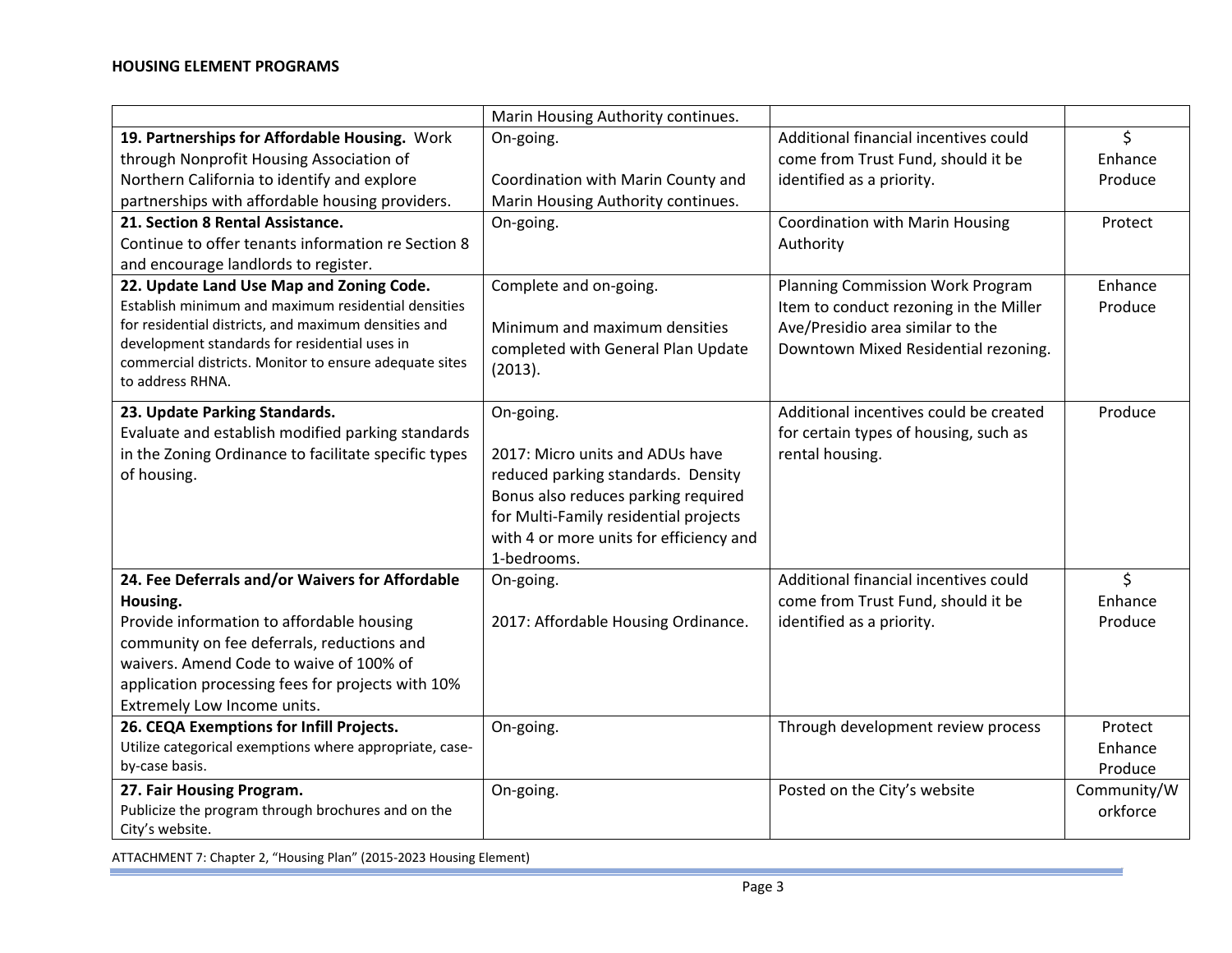**HOUSING ELEMENT PROGRAMS**

| | | | |
|---|---|---|---|
| | Marin Housing Authority continues. | | |
| **19. Partnerships for Affordable Housing.** Work through Nonprofit Housing Association of Northern California to identify and explore partnerships with affordable housing providers. | On-going.<br><br>Coordination with Marin County and Marin Housing Authority continues. | Additional financial incentives could come from Trust Fund, should it be identified as a priority. | $<br>Enhance<br>Produce |
| **21. Section 8 Rental Assistance.**<br>Continue to offer tenants information re Section 8 and encourage landlords to register. | On-going. | Coordination with Marin Housing Authority | Protect |
| **22. Update Land Use Map and Zoning Code.**<br>Establish minimum and maximum residential densities for residential districts, and maximum densities and development standards for residential uses in commercial districts. Monitor to ensure adequate sites to address RHNA. | Complete and on-going.<br><br>Minimum and maximum densities completed with General Plan Update (2013). | Planning Commission Work Program Item to conduct rezoning in the Miller Ave/Presidio area similar to the Downtown Mixed Residential rezoning. | Enhance<br>Produce |
| **23. Update Parking Standards.**<br>Evaluate and establish modified parking standards in the Zoning Ordinance to facilitate specific types of housing. | On-going.<br><br>2017: Micro units and ADUs have reduced parking standards. Density Bonus also reduces parking required for Multi-Family residential projects with 4 or more units for efficiency and 1-bedrooms. | Additional incentives could be created for certain types of housing, such as rental housing. | Produce |
| **24. Fee Deferrals and/or Waivers for Affordable Housing.**<br>Provide information to affordable housing community on fee deferrals, reductions and waivers. Amend Code to waive of 100% of application processing fees for projects with 10% Extremely Low Income units. | On-going.<br><br>2017: Affordable Housing Ordinance. | Additional financial incentives could come from Trust Fund, should it be identified as a priority. | $<br>Enhance<br>Produce |
| **26. CEQA Exemptions for Infill Projects.**<br>Utilize categorical exemptions where appropriate, case-by-case basis. | On-going. | Through development review process | Protect<br>Enhance<br>Produce |
| **27. Fair Housing Program.**<br>Publicize the program through brochures and on the City's website. | On-going. | Posted on the City's website | Community/Workforce |

ATTACHMENT 7: Chapter 2, "Housing Plan" (2015-2023 Housing Element)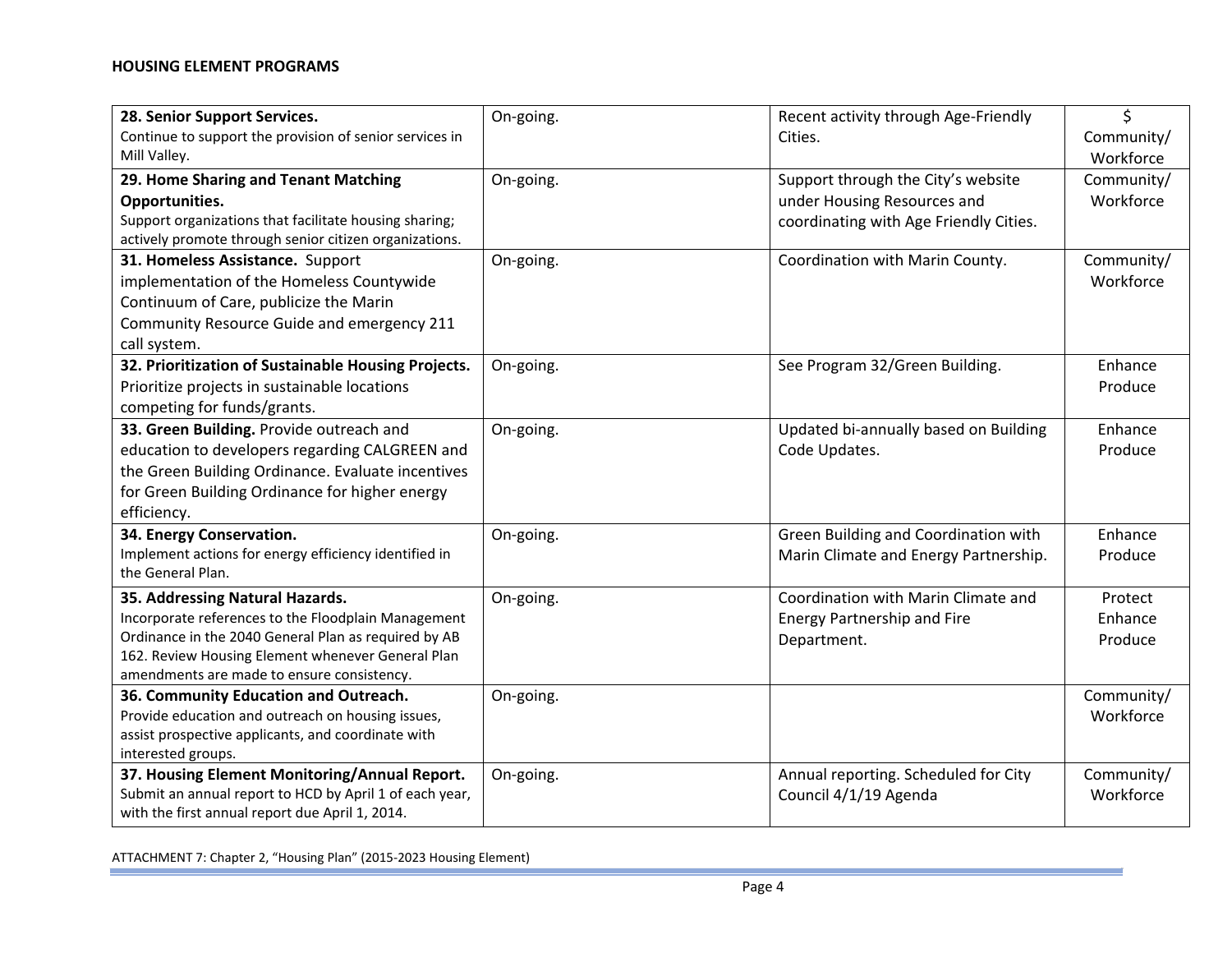**HOUSING ELEMENT PROGRAMS**

| | | | |
|---|---|---|---|
| **28. Senior Support Services.** Continue to support the provision of senior services in Mill Valley. | On-going. | Recent activity through Age-Friendly Cities. | $ Community/ Workforce |
| **29. Home Sharing and Tenant Matching Opportunities.** Support organizations that facilitate housing sharing; actively promote through senior citizen organizations. | On-going. | Support through the City's website under Housing Resources and coordinating with Age Friendly Cities. | Community/ Workforce |
| **31. Homeless Assistance.** Support implementation of the Homeless Countywide Continuum of Care, publicize the Marin Community Resource Guide and emergency 211 call system. | On-going. | Coordination with Marin County. | Community/ Workforce |
| **32. Prioritization of Sustainable Housing Projects.** Prioritize projects in sustainable locations competing for funds/grants. | On-going. | See Program 32/Green Building. | Enhance Produce |
| **33. Green Building.** Provide outreach and education to developers regarding CALGREEN and the Green Building Ordinance. Evaluate incentives for Green Building Ordinance for higher energy efficiency. | On-going. | Updated bi-annually based on Building Code Updates. | Enhance Produce |
| **34. Energy Conservation.** Implement actions for energy efficiency identified in the General Plan. | On-going. | Green Building and Coordination with Marin Climate and Energy Partnership. | Enhance Produce |
| **35. Addressing Natural Hazards.** Incorporate references to the Floodplain Management Ordinance in the 2040 General Plan as required by AB 162. Review Housing Element whenever General Plan amendments are made to ensure consistency. | On-going. | Coordination with Marin Climate and Energy Partnership and Fire Department. | Protect Enhance Produce |
| **36. Community Education and Outreach.** Provide education and outreach on housing issues, assist prospective applicants, and coordinate with interested groups. | On-going. | | Community/ Workforce |
| **37. Housing Element Monitoring/Annual Report.** Submit an annual report to HCD by April 1 of each year, with the first annual report due April 1, 2014. | On-going. | Annual reporting. Scheduled for City Council 4/1/19 Agenda | Community/ Workforce |

ATTACHMENT 7: Chapter 2, "Housing Plan" (2015-2023 Housing Element)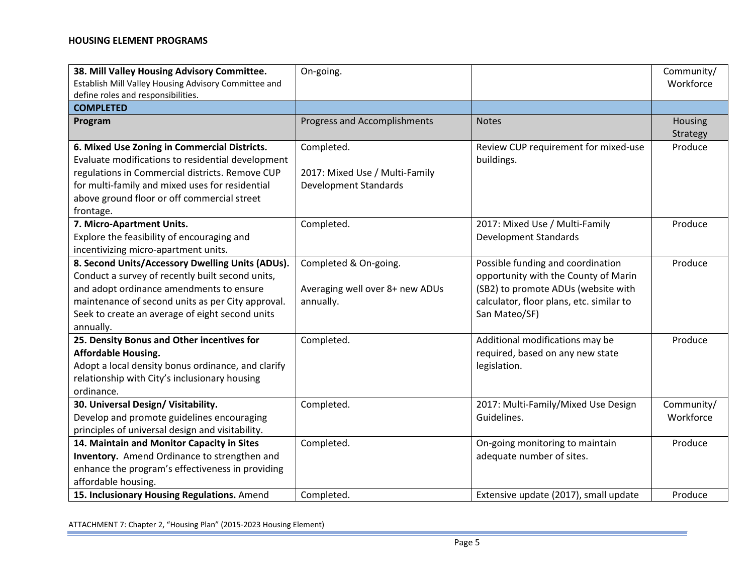## HOUSING ELEMENT PROGRAMS

| | | | |
|---|---|---|---|
| **38. Mill Valley Housing Advisory Committee.** Establish Mill Valley Housing Advisory Committee and define roles and responsibilities. | On-going. | | Community/ Workforce |
| **COMPLETED** | | | |
| **Program** | Progress and Accomplishments | Notes | Housing Strategy |
| **6. Mixed Use Zoning in Commercial Districts.** Evaluate modifications to residential development regulations in Commercial districts. Remove CUP for multi-family and mixed uses for residential above ground floor or off commercial street frontage. | Completed.<br><br>2017: Mixed Use / Multi-Family Development Standards | Review CUP requirement for mixed-use buildings. | Produce |
| **7. Micro-Apartment Units.** Explore the feasibility of encouraging and incentivizing micro-apartment units. | Completed. | 2017: Mixed Use / Multi-Family Development Standards | Produce |
| **8. Second Units/Accessory Dwelling Units (ADUs).** Conduct a survey of recently built second units, and adopt ordinance amendments to ensure maintenance of second units as per City approval. Seek to create an average of eight second units annually. | Completed & On-going.<br><br>Averaging well over 8+ new ADUs annually. | Possible funding and coordination opportunity with the County of Marin (SB2) to promote ADUs (website with calculator, floor plans, etc. similar to San Mateo/SF) | Produce |
| **25. Density Bonus and Other incentives for Affordable Housing.** Adopt a local density bonus ordinance, and clarify relationship with City's inclusionary housing ordinance. | Completed. | Additional modifications may be required, based on any new state legislation. | Produce |
| **30. Universal Design/ Visitability.** Develop and promote guidelines encouraging principles of universal design and visitability. | Completed. | 2017: Multi-Family/Mixed Use Design Guidelines. | Community/ Workforce |
| **14. Maintain and Monitor Capacity in Sites Inventory.** Amend Ordinance to strengthen and enhance the program's effectiveness in providing affordable housing. | Completed. | On-going monitoring to maintain adequate number of sites. | Produce |
| **15. Inclusionary Housing Regulations.** Amend | Completed. | Extensive update (2017), small update | Produce |

ATTACHMENT 7: Chapter 2, "Housing Plan" (2015-2023 Housing Element)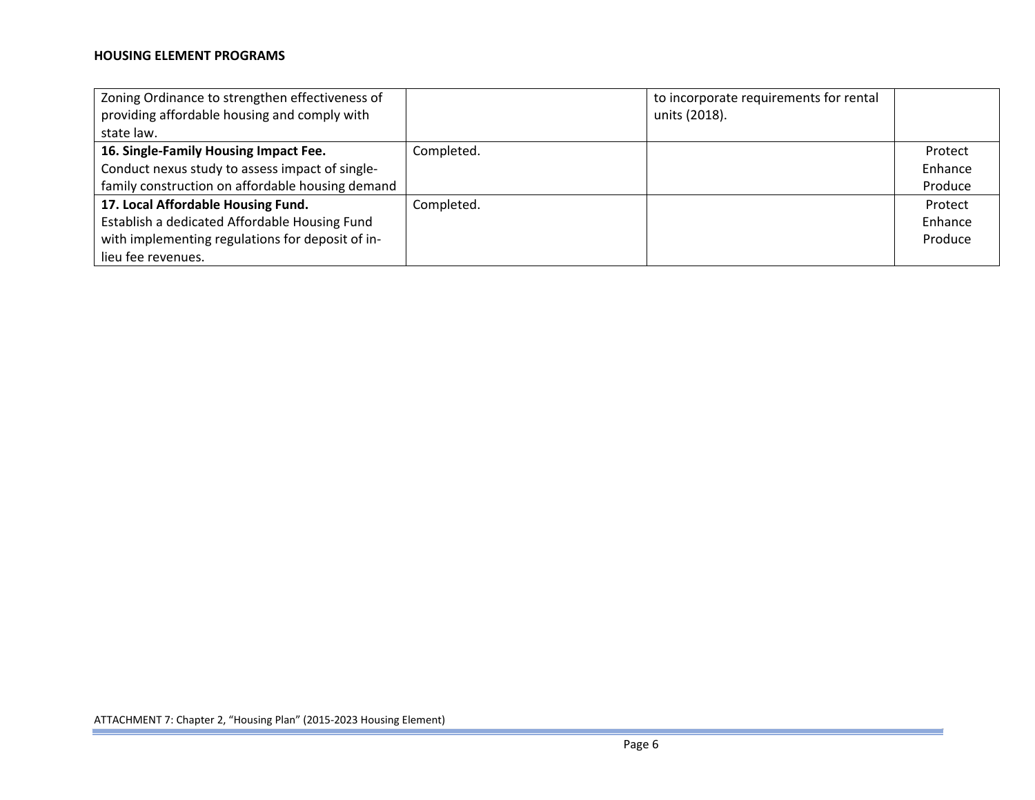## HOUSING ELEMENT PROGRAMS

| | | | |
|---|---|---|---|
| Zoning Ordinance to strengthen effectiveness of providing affordable housing and comply with state law. | | to incorporate requirements for rental units (2018). | |
| **16. Single-Family Housing Impact Fee.** Conduct nexus study to assess impact of single-family construction on affordable housing demand | Completed. | | Protect Enhance Produce |
| **17. Local Affordable Housing Fund.** Establish a dedicated Affordable Housing Fund with implementing regulations for deposit of in-lieu fee revenues. | Completed. | | Protect Enhance Produce |